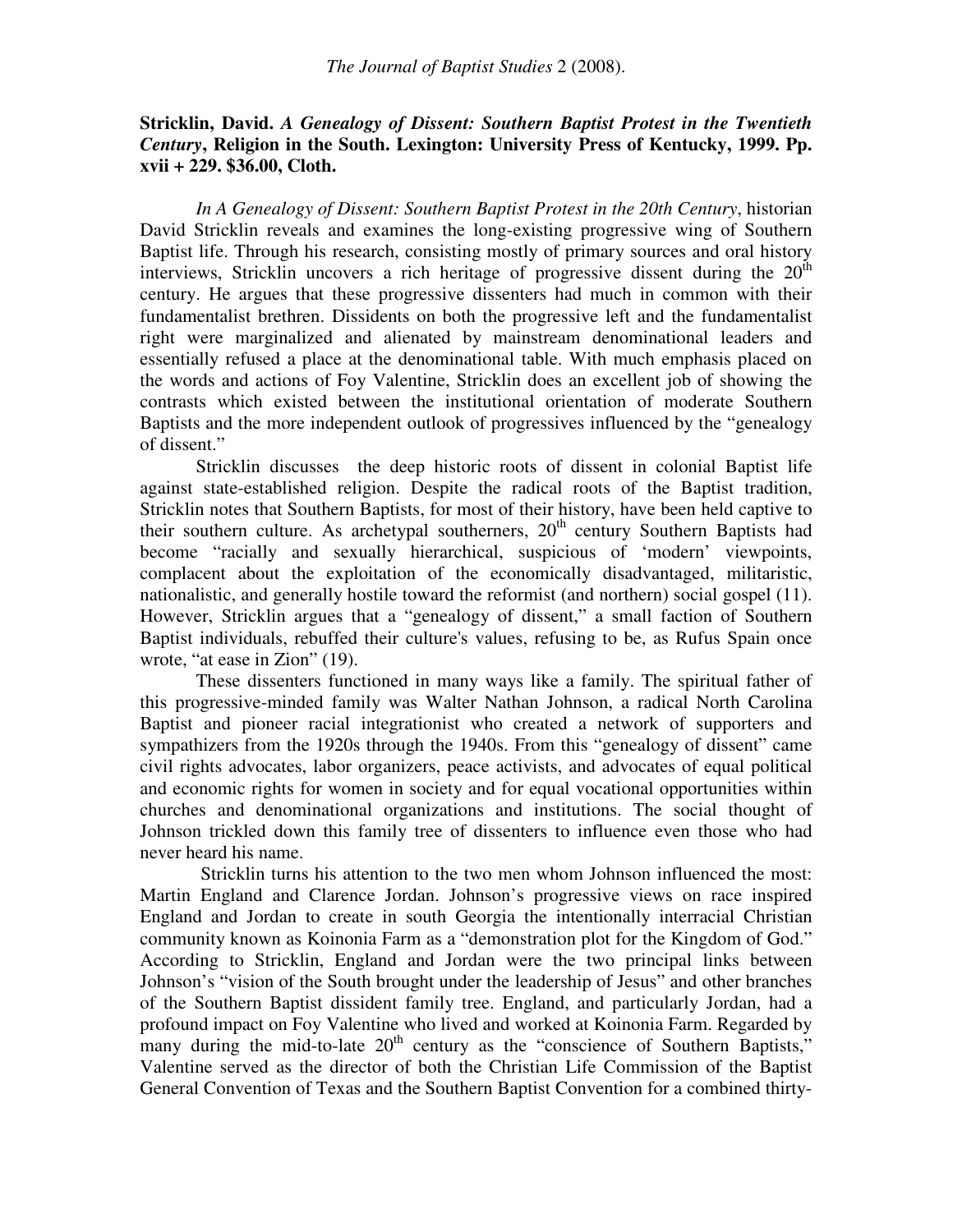**Stricklin, David. *A Genealogy of Dissent: Southern Baptist Protest in the Twentieth Century*, Religion in the South. Lexington: University Press of Kentucky, 1999. Pp. xvii + 229. $36.00, Cloth.**

*In A Genealogy of Dissent: Southern Baptist Protest in the 20th Century*, historian David Stricklin reveals and examines the long-existing progressive wing of Southern Baptist life. Through his research, consisting mostly of primary sources and oral history interviews, Stricklin uncovers a rich heritage of progressive dissent during the 20th century. He argues that these progressive dissenters had much in common with their fundamentalist brethren. Dissidents on both the progressive left and the fundamentalist right were marginalized and alienated by mainstream denominational leaders and essentially refused a place at the denominational table. With much emphasis placed on the words and actions of Foy Valentine, Stricklin does an excellent job of showing the contrasts which existed between the institutional orientation of moderate Southern Baptists and the more independent outlook of progressives influenced by the "genealogy of dissent."

Stricklin discusses the deep historic roots of dissent in colonial Baptist life against state-established religion. Despite the radical roots of the Baptist tradition, Stricklin notes that Southern Baptists, for most of their history, have been held captive to their southern culture. As archetypal southerners, 20th century Southern Baptists had become "racially and sexually hierarchical, suspicious of 'modern' viewpoints, complacent about the exploitation of the economically disadvantaged, militaristic, nationalistic, and generally hostile toward the reformist (and northern) social gospel (11). However, Stricklin argues that a "genealogy of dissent," a small faction of Southern Baptist individuals, rebuffed their culture's values, refusing to be, as Rufus Spain once wrote, "at ease in Zion" (19).

These dissenters functioned in many ways like a family. The spiritual father of this progressive-minded family was Walter Nathan Johnson, a radical North Carolina Baptist and pioneer racial integrationist who created a network of supporters and sympathizers from the 1920s through the 1940s. From this "genealogy of dissent" came civil rights advocates, labor organizers, peace activists, and advocates of equal political and economic rights for women in society and for equal vocational opportunities within churches and denominational organizations and institutions. The social thought of Johnson trickled down this family tree of dissenters to influence even those who had never heard his name.

Stricklin turns his attention to the two men whom Johnson influenced the most: Martin England and Clarence Jordan. Johnson's progressive views on race inspired England and Jordan to create in south Georgia the intentionally interracial Christian community known as Koinonia Farm as a "demonstration plot for the Kingdom of God." According to Stricklin, England and Jordan were the two principal links between Johnson's "vision of the South brought under the leadership of Jesus" and other branches of the Southern Baptist dissident family tree. England, and particularly Jordan, had a profound impact on Foy Valentine who lived and worked at Koinonia Farm. Regarded by many during the mid-to-late 20th century as the "conscience of Southern Baptists," Valentine served as the director of both the Christian Life Commission of the Baptist General Convention of Texas and the Southern Baptist Convention for a combined thirty-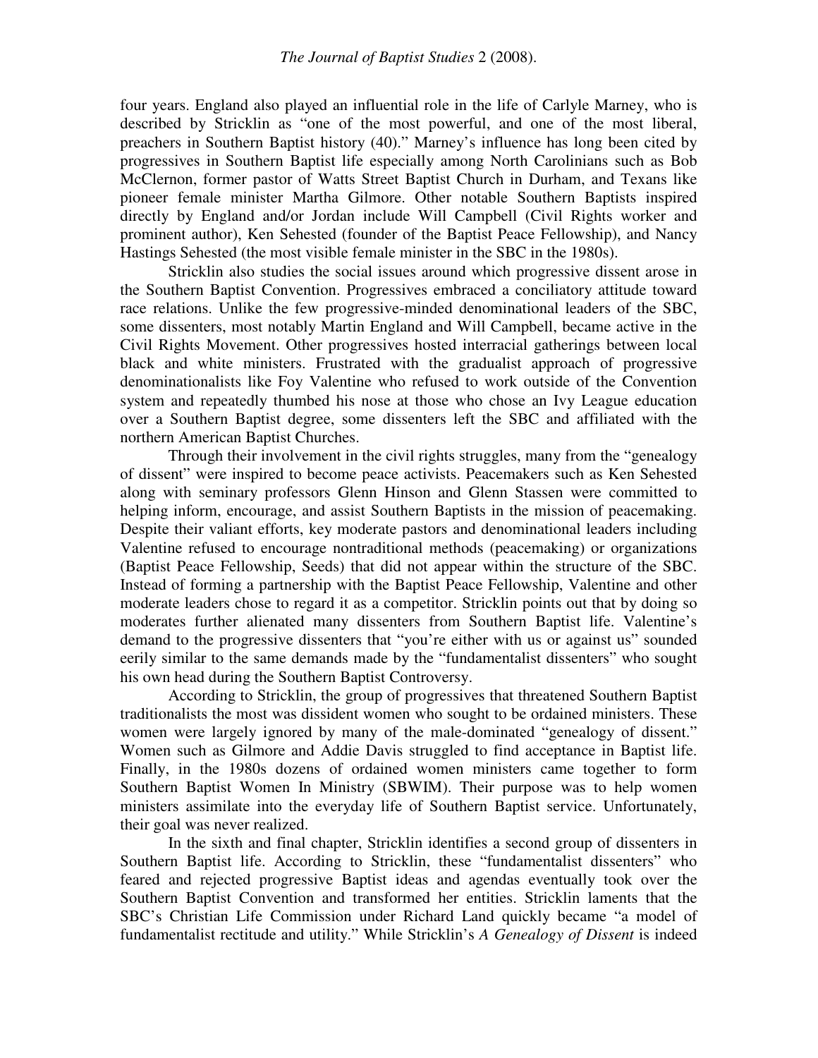four years. England also played an influential role in the life of Carlyle Marney, who is described by Stricklin as "one of the most powerful, and one of the most liberal, preachers in Southern Baptist history (40)." Marney's influence has long been cited by progressives in Southern Baptist life especially among North Carolinians such as Bob McClernon, former pastor of Watts Street Baptist Church in Durham, and Texans like pioneer female minister Martha Gilmore. Other notable Southern Baptists inspired directly by England and/or Jordan include Will Campbell (Civil Rights worker and prominent author), Ken Sehested (founder of the Baptist Peace Fellowship), and Nancy Hastings Sehested (the most visible female minister in the SBC in the 1980s).

Stricklin also studies the social issues around which progressive dissent arose in the Southern Baptist Convention. Progressives embraced a conciliatory attitude toward race relations. Unlike the few progressive-minded denominational leaders of the SBC, some dissenters, most notably Martin England and Will Campbell, became active in the Civil Rights Movement. Other progressives hosted interracial gatherings between local black and white ministers. Frustrated with the gradualist approach of progressive denominationalists like Foy Valentine who refused to work outside of the Convention system and repeatedly thumbed his nose at those who chose an Ivy League education over a Southern Baptist degree, some dissenters left the SBC and affiliated with the northern American Baptist Churches.

Through their involvement in the civil rights struggles, many from the "genealogy of dissent" were inspired to become peace activists. Peacemakers such as Ken Sehested along with seminary professors Glenn Hinson and Glenn Stassen were committed to helping inform, encourage, and assist Southern Baptists in the mission of peacemaking. Despite their valiant efforts, key moderate pastors and denominational leaders including Valentine refused to encourage nontraditional methods (peacemaking) or organizations (Baptist Peace Fellowship, Seeds) that did not appear within the structure of the SBC. Instead of forming a partnership with the Baptist Peace Fellowship, Valentine and other moderate leaders chose to regard it as a competitor. Stricklin points out that by doing so moderates further alienated many dissenters from Southern Baptist life. Valentine's demand to the progressive dissenters that "you're either with us or against us" sounded eerily similar to the same demands made by the "fundamentalist dissenters" who sought his own head during the Southern Baptist Controversy.

According to Stricklin, the group of progressives that threatened Southern Baptist traditionalists the most was dissident women who sought to be ordained ministers. These women were largely ignored by many of the male-dominated "genealogy of dissent." Women such as Gilmore and Addie Davis struggled to find acceptance in Baptist life. Finally, in the 1980s dozens of ordained women ministers came together to form Southern Baptist Women In Ministry (SBWIM). Their purpose was to help women ministers assimilate into the everyday life of Southern Baptist service. Unfortunately, their goal was never realized.

In the sixth and final chapter, Stricklin identifies a second group of dissenters in Southern Baptist life. According to Stricklin, these "fundamentalist dissenters" who feared and rejected progressive Baptist ideas and agendas eventually took over the Southern Baptist Convention and transformed her entities. Stricklin laments that the SBC's Christian Life Commission under Richard Land quickly became "a model of fundamentalist rectitude and utility." While Stricklin's *A Genealogy of Dissent* is indeed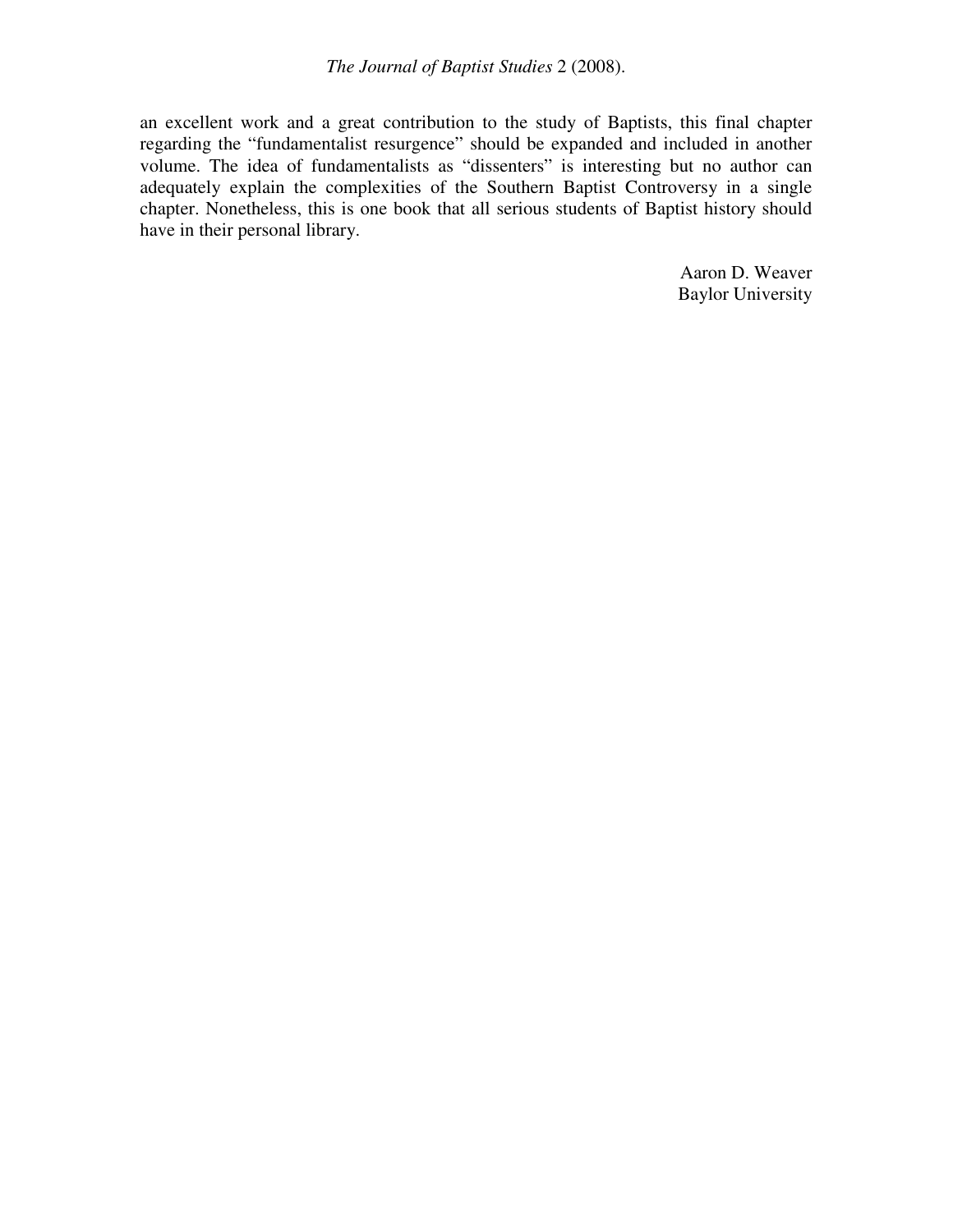an excellent work and a great contribution to the study of Baptists, this final chapter regarding the "fundamentalist resurgence" should be expanded and included in another volume. The idea of fundamentalists as "dissenters" is interesting but no author can adequately explain the complexities of the Southern Baptist Controversy in a single chapter. Nonetheless, this is one book that all serious students of Baptist history should have in their personal library.

Aaron D. Weaver
Baylor University